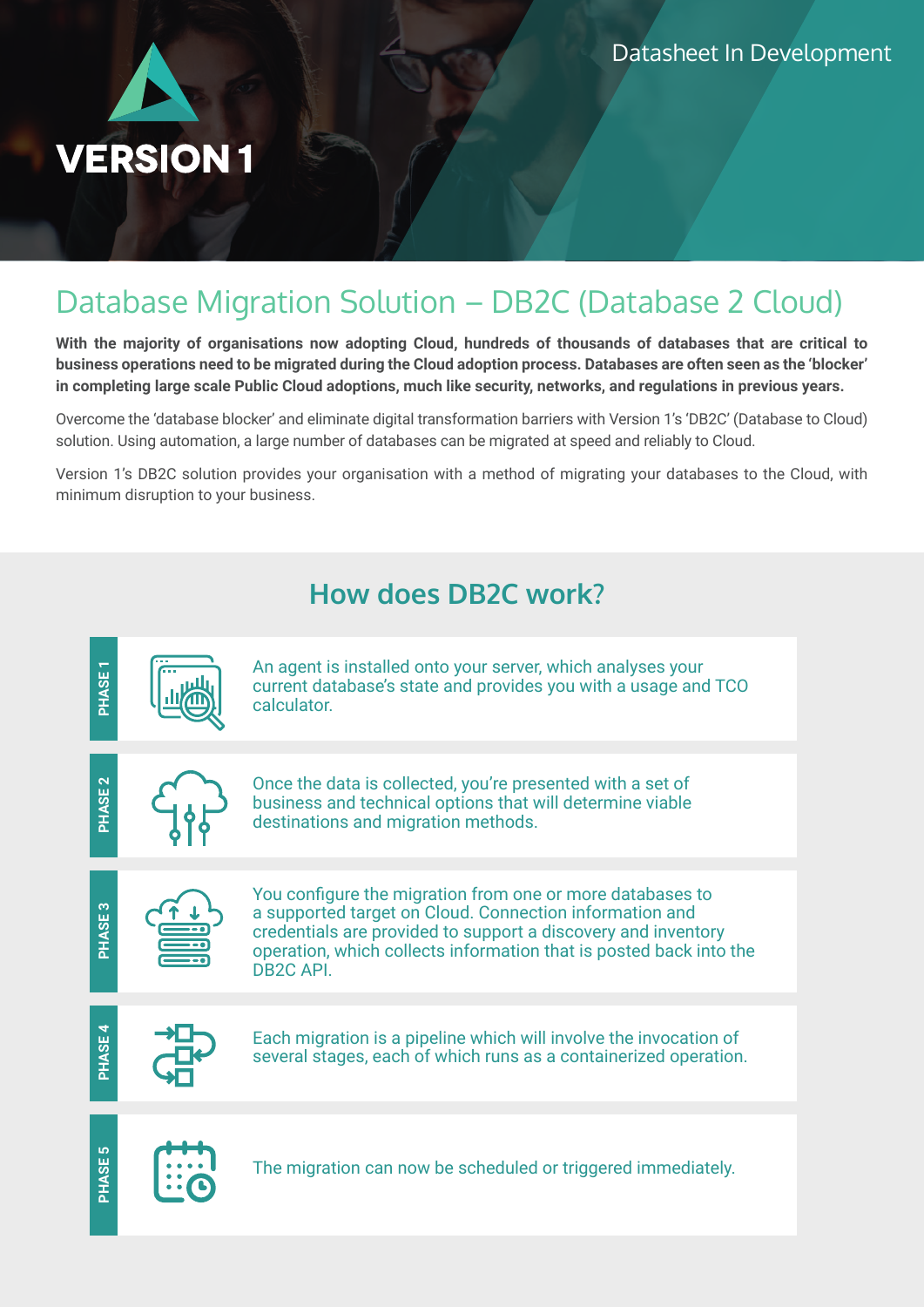VERSION 1

Datasheet In Development

# Database Migration Solution – DB2C (Database 2 Cloud)

**With the majority of organisations now adopting Cloud, hundreds of thousands of databases that are critical to business operations need to be migrated during the Cloud adoption process. Databases are often seen as the 'blocker' in completing large scale Public Cloud adoptions, much like security, networks, and regulations in previous years.**

Overcome the 'database blocker' and eliminate digital transformation barriers with Version 1's 'DB2C' (Database to Cloud) solution. Using automation, a large number of databases can be migrated at speed and reliably to Cloud.

Version 1's DB2C solution provides your organisation with a method of migrating your databases to the Cloud, with minimum disruption to your business.

## How does DB2C work?

**PHASE 1**

An agent is installed onto your server, which analyses your current database's state and provides you with a usage and TCO calculator.

**PHASE 2**

Once the data is collected, you're presented with a set of business and technical options that will determine viable destinations and migration methods.

**PHASE 3**

You configure the migration from one or more databases to a supported target on Cloud. Connection information and credentials are provided to support a discovery and inventory operation, which collects information that is posted back into the DB2C API.

**PHASE 4**

Each migration is a pipeline which will involve the invocation of several stages, each of which runs as a containerized operation.

**PHASE 5**

The migration can now be scheduled or triggered immediately.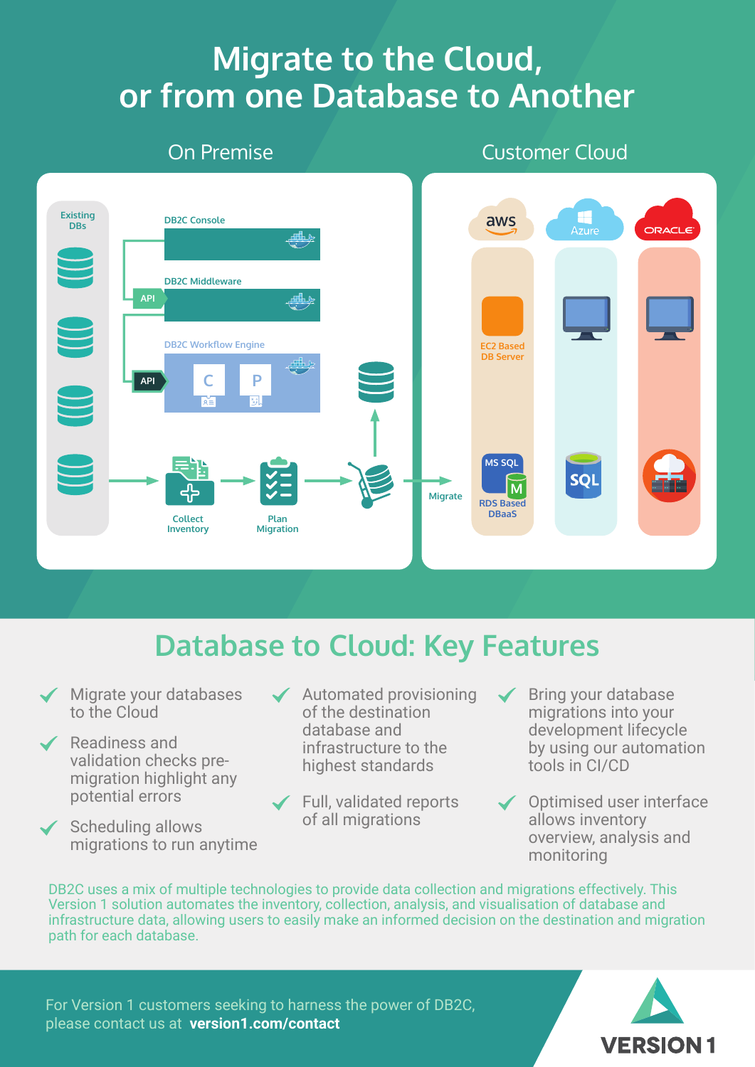# Migrate to the Cloud, or from one Database to Another

On Premise

Customer Cloud

Existing DBs

DB2C Console

DB2C Middleware

API

DB2C Workflow Engine

API

C

P

Collect Inventory

Plan Migration

Migrate

aws

Azure

ORACLE

EC2 Based DB Server

MS SQL

M

RDS Based DBaaS

SQL

## Database to Cloud: Key Features

- Migrate your databases to the Cloud
- Readiness and validation checks pre-migration highlight any potential errors
- Scheduling allows migrations to run anytime
- Automated provisioning of the destination database and infrastructure to the highest standards
- Full, validated reports of all migrations
- Bring your database migrations into your development lifecycle by using our automation tools in CI/CD
- Optimised user interface allows inventory overview, analysis and monitoring

DB2C uses a mix of multiple technologies to provide data collection and migrations effectively. This Version 1 solution automates the inventory, collection, analysis, and visualisation of database and infrastructure data, allowing users to easily make an informed decision on the destination and migration path for each database.

For Version 1 customers seeking to harness the power of DB2C, please contact us at **version1.com/contact**

VERSION 1